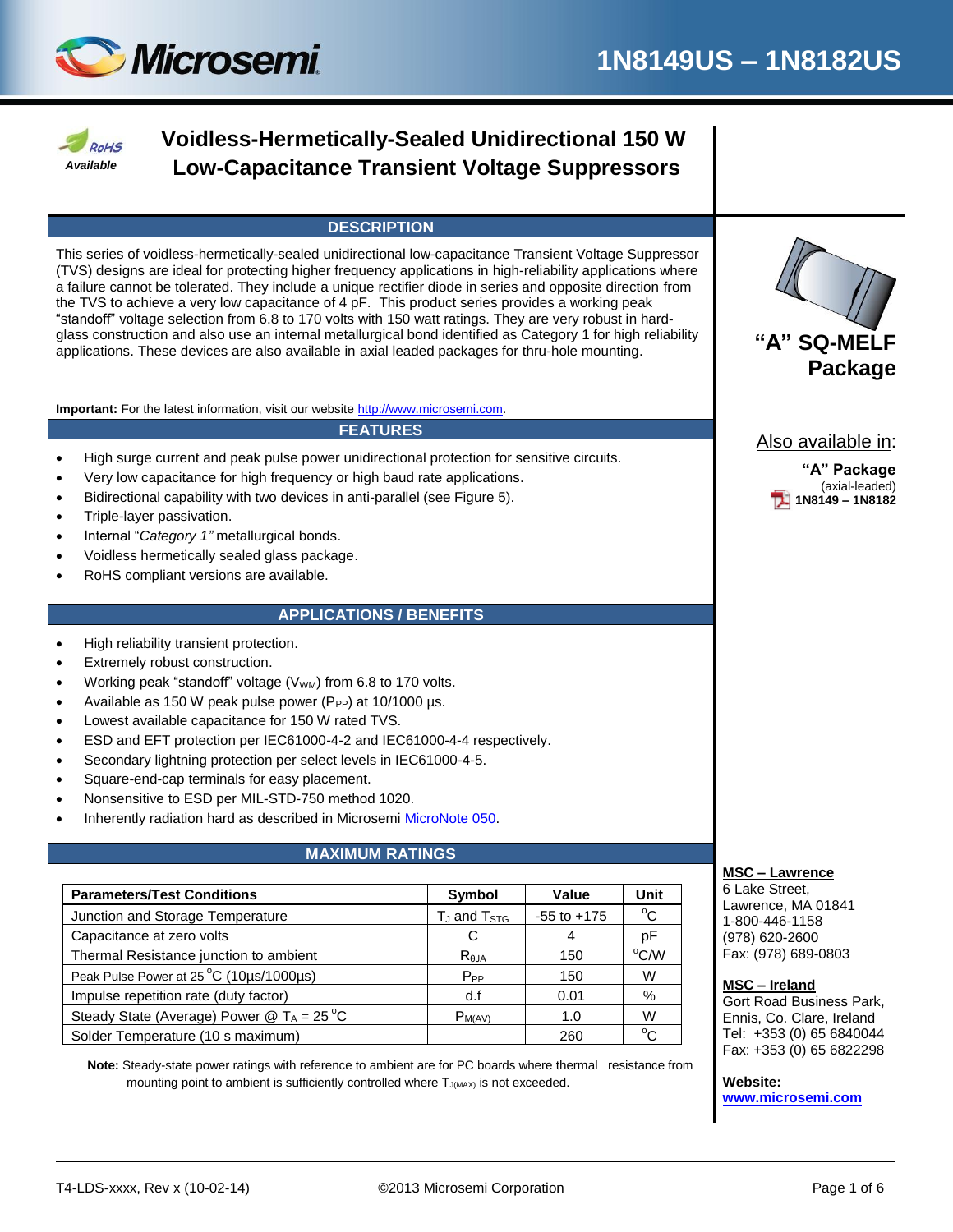# 1N8149US – 1N8182US

RoHS *Available*

## Voidless-Hermetically-Sealed Unidirectional 150 W Low-Capacitance Transient Voltage Suppressors

### DESCRIPTION

This series of voidless-hermetically-sealed unidirectional low-capacitance Transient Voltage Suppressor (TVS) designs are ideal for protecting higher frequency applications in high-reliability applications where a failure cannot be tolerated. They include a unique rectifier diode in series and opposite direction from the TVS to achieve a very low capacitance of 4 pF. This product series provides a working peak "standoff" voltage selection from 6.8 to 170 volts with 150 watt ratings. They are very robust in hard-glass construction and also use an internal metallurgical bond identified as Category 1 for high reliability applications. These devices are also available in axial leaded packages for thru-hole mounting.

**Important:** For the latest information, visit our website http://www.microsemi.com.

**"A" SQ-MELF Package**

Also available in:

**"A" Package** (axial-leaded) **1N8149 – 1N8182**

### FEATURES

- High surge current and peak pulse power unidirectional protection for sensitive circuits.
- Very low capacitance for high frequency or high baud rate applications.
- Bidirectional capability with two devices in anti-parallel (see Figure 5).
- Triple-layer passivation.
- Internal "*Category 1"* metallurgical bonds.
- Voidless hermetically sealed glass package.
- RoHS compliant versions are available.

### APPLICATIONS / BENEFITS

- High reliability transient protection.
- Extremely robust construction.
- Working peak "standoff" voltage ($V_{WM}$) from 6.8 to 170 volts.
- Available as 150 W peak pulse power ($P_{PP}$) at 10/1000 µs.
- Lowest available capacitance for 150 W rated TVS.
- ESD and EFT protection per IEC61000-4-2 and IEC61000-4-4 respectively.
- Secondary lightning protection per select levels in IEC61000-4-5.
- Square-end-cap terminals for easy placement.
- Nonsensitive to ESD per MIL-STD-750 method 1020.
- Inherently radiation hard as described in Microsemi MicroNote 050.

### MAXIMUM RATINGS

| Parameters/Test Conditions | Symbol | Value | Unit |
|---|---|---|---|
| Junction and Storage Temperature | $T_J$ and $T_{STG}$ | -55 to +175 | °C |
| Capacitance at zero volts | C | 4 | pF |
| Thermal Resistance junction to ambient | $R_{\theta JA}$ | 150 | °C/W |
| Peak Pulse Power at 25 °C (10µs/1000µs) | $P_{PP}$ | 150 | W |
| Impulse repetition rate (duty factor) | d.f | 0.01 | % |
| Steady State (Average) Power @ $T_A$ = 25 °C | $P_{M(AV)}$ | 1.0 | W |
| Solder Temperature (10 s maximum) | | 260 | °C |

**Note:** Steady-state power ratings with reference to ambient are for PC boards where thermal resistance from mounting point to ambient is sufficiently controlled where $T_{J(MAX)}$ is not exceeded.

**MSC – Lawrence**
6 Lake Street,
Lawrence, MA 01841
1-800-446-1158
(978) 620-2600
Fax: (978) 689-0803

**MSC – Ireland**
Gort Road Business Park,
Ennis, Co. Clare, Ireland
Tel: +353 (0) 65 6840044
Fax: +353 (0) 65 6822298

**Website:**
**www.microsemi.com**

T4-LDS-xxxx, Rev x (10-02-14) ©2013 Microsemi Corporation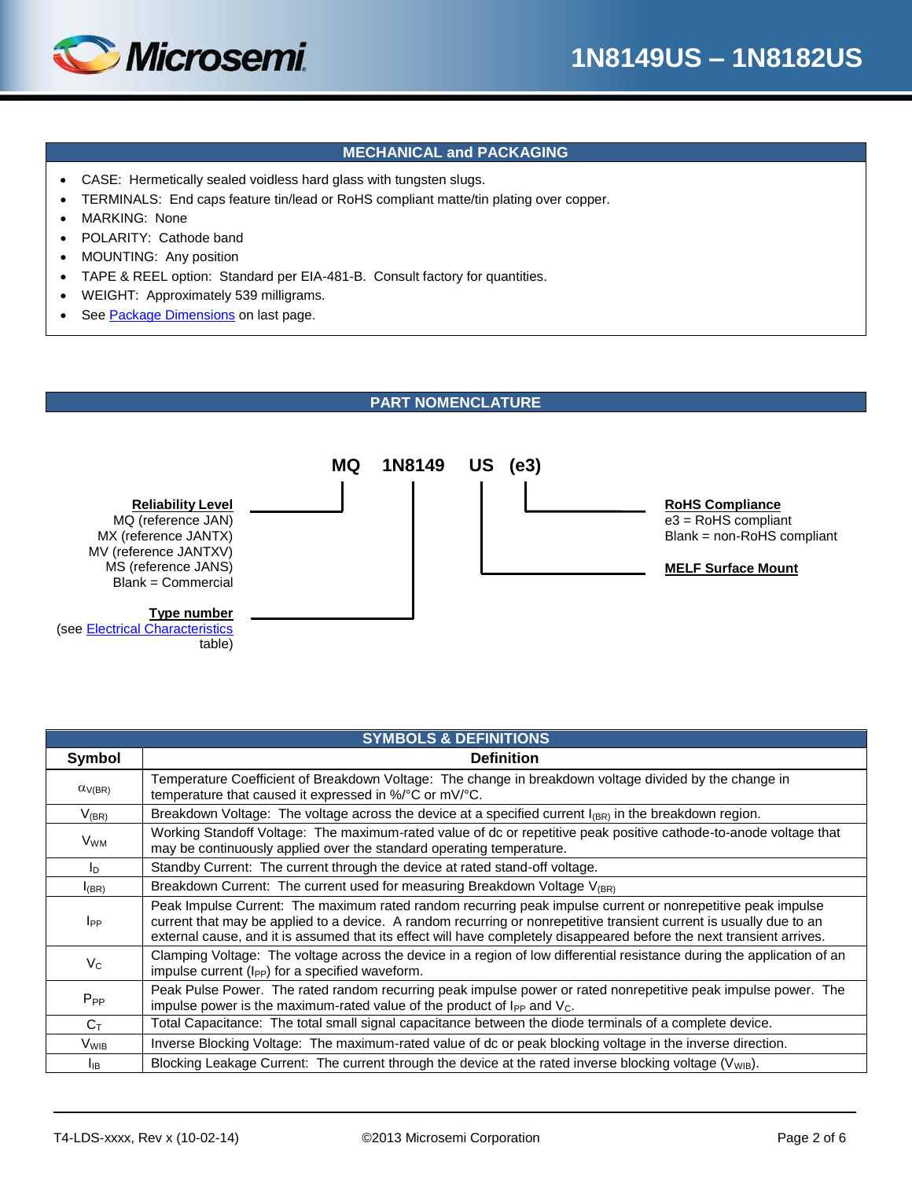## MECHANICAL and PACKAGING

- CASE: Hermetically sealed voidless hard glass with tungsten slugs.
- TERMINALS: End caps feature tin/lead or RoHS compliant matte/tin plating over copper.
- MARKING: None
- POLARITY: Cathode band
- MOUNTING: Any position
- TAPE & REEL option: Standard per EIA-481-B. Consult factory for quantities.
- WEIGHT: Approximately 539 milligrams.
- See Package Dimensions on last page.

## PART NOMENCLATURE

**MQ 1N8149 US (e3)**

- **MQ** – **Reliability Level**
  - MQ (reference JAN)
  - MX (reference JANTX)
  - MV (reference JANTXV)
  - MS (reference JANS)
  - Blank = Commercial
- **1N8149** – **Type number** (see Electrical Characteristics table)
- **US** – **MELF Surface Mount**
- **(e3)** – **RoHS Compliance**
  - e3 = RoHS compliant
  - Blank = non-RoHS compliant

## SYMBOLS & DEFINITIONS

| Symbol | Definition |
|---|---|
| $\alpha_{V(BR)}$ | Temperature Coefficient of Breakdown Voltage: The change in breakdown voltage divided by the change in temperature that caused it expressed in %/°C or mV/°C. |
| $V_{(BR)}$ | Breakdown Voltage: The voltage across the device at a specified current $I_{(BR)}$ in the breakdown region. |
| $V_{WM}$ | Working Standoff Voltage: The maximum-rated value of dc or repetitive peak positive cathode-to-anode voltage that may be continuously applied over the standard operating temperature. |
| $I_D$ | Standby Current: The current through the device at rated stand-off voltage. |
| $I_{(BR)}$ | Breakdown Current: The current used for measuring Breakdown Voltage $V_{(BR)}$ |
| $I_{PP}$ | Peak Impulse Current: The maximum rated random recurring peak impulse current or nonrepetitive peak impulse current that may be applied to a device. A random recurring or nonrepetitive transient current is usually due to an external cause, and it is assumed that its effect will have completely disappeared before the next transient arrives. |
| $V_C$ | Clamping Voltage: The voltage across the device in a region of low differential resistance during the application of an impulse current ($I_{PP}$) for a specified waveform. |
| $P_{PP}$ | Peak Pulse Power. The rated random recurring peak impulse power or rated nonrepetitive peak impulse power. The impulse power is the maximum-rated value of the product of $I_{PP}$ and $V_C$. |
| $C_T$ | Total Capacitance: The total small signal capacitance between the diode terminals of a complete device. |
| $V_{WIB}$ | Inverse Blocking Voltage: The maximum-rated value of dc or peak blocking voltage in the inverse direction. |
| $I_{IB}$ | Blocking Leakage Current: The current through the device at the rated inverse blocking voltage ($V_{WIB}$). |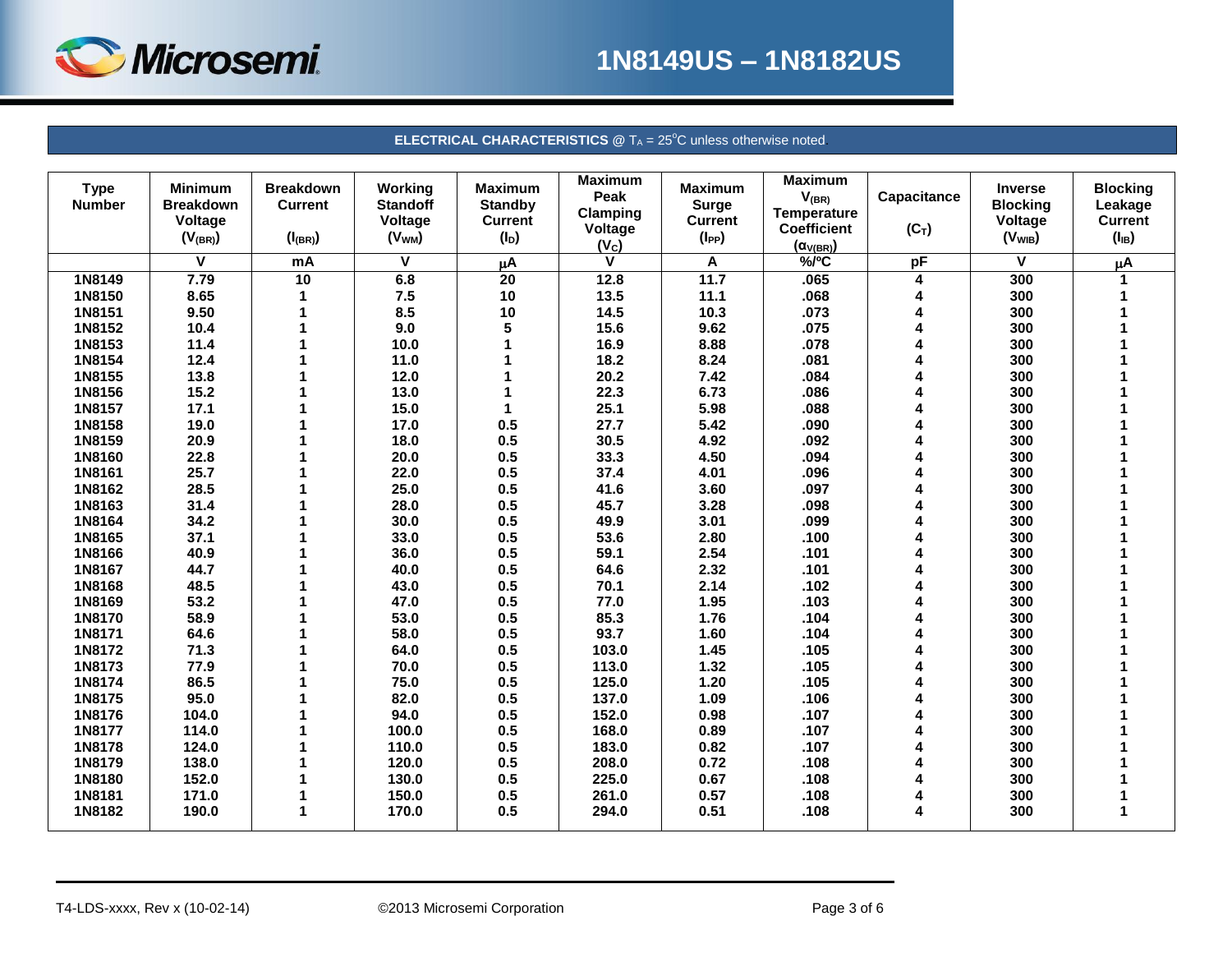**ELECTRICAL CHARACTERISTICS** @ $T_A = 25^oC$ unless otherwise noted

| Type Number | Minimum Breakdown Voltage ($V_{(BR)}$) | Breakdown Current ($I_{(BR)}$) | Working Standoff Voltage ($V_{WM}$) | Maximum Standby Current ($I_D$) | Maximum Peak Clamping Voltage ($V_C$) | Maximum Surge Current ($I_{PP}$) | Maximum $V_{(BR)}$ Temperature Coefficient ($\alpha_{V(BR)}$) | Capacitance ($C_T$) | Inverse Blocking Voltage ($V_{WIB}$) | Blocking Leakage Current ($I_{IB}$) |
|---|---|---|---|---|---|---|---|---|---|---|
| | V | mA | V | μA | V | A | %/ºC | pF | V | μA |
| 1N8149 | 7.79 | 10 | 6.8 | 20 | 12.8 | 11.7 | .065 | 4 | 300 | 1 |
| 1N8150 | 8.65 | 1 | 7.5 | 10 | 13.5 | 11.1 | .068 | 4 | 300 | 1 |
| 1N8151 | 9.50 | 1 | 8.5 | 10 | 14.5 | 10.3 | .073 | 4 | 300 | 1 |
| 1N8152 | 10.4 | 1 | 9.0 | 5 | 15.6 | 9.62 | .075 | 4 | 300 | 1 |
| 1N8153 | 11.4 | 1 | 10.0 | 1 | 16.9 | 8.88 | .078 | 4 | 300 | 1 |
| 1N8154 | 12.4 | 1 | 11.0 | 1 | 18.2 | 8.24 | .081 | 4 | 300 | 1 |
| 1N8155 | 13.8 | 1 | 12.0 | 1 | 20.2 | 7.42 | .084 | 4 | 300 | 1 |
| 1N8156 | 15.2 | 1 | 13.0 | 1 | 22.3 | 6.73 | .086 | 4 | 300 | 1 |
| 1N8157 | 17.1 | 1 | 15.0 | 1 | 25.1 | 5.98 | .088 | 4 | 300 | 1 |
| 1N8158 | 19.0 | 1 | 17.0 | 0.5 | 27.7 | 5.42 | .090 | 4 | 300 | 1 |
| 1N8159 | 20.9 | 1 | 18.0 | 0.5 | 30.5 | 4.92 | .092 | 4 | 300 | 1 |
| 1N8160 | 22.8 | 1 | 20.0 | 0.5 | 33.3 | 4.50 | .094 | 4 | 300 | 1 |
| 1N8161 | 25.7 | 1 | 22.0 | 0.5 | 37.4 | 4.01 | .096 | 4 | 300 | 1 |
| 1N8162 | 28.5 | 1 | 25.0 | 0.5 | 41.6 | 3.60 | .097 | 4 | 300 | 1 |
| 1N8163 | 31.4 | 1 | 28.0 | 0.5 | 45.7 | 3.28 | .098 | 4 | 300 | 1 |
| 1N8164 | 34.2 | 1 | 30.0 | 0.5 | 49.9 | 3.01 | .099 | 4 | 300 | 1 |
| 1N8165 | 37.1 | 1 | 33.0 | 0.5 | 53.6 | 2.80 | .100 | 4 | 300 | 1 |
| 1N8166 | 40.9 | 1 | 36.0 | 0.5 | 59.1 | 2.54 | .101 | 4 | 300 | 1 |
| 1N8167 | 44.7 | 1 | 40.0 | 0.5 | 64.6 | 2.32 | .101 | 4 | 300 | 1 |
| 1N8168 | 48.5 | 1 | 43.0 | 0.5 | 70.1 | 2.14 | .102 | 4 | 300 | 1 |
| 1N8169 | 53.2 | 1 | 47.0 | 0.5 | 77.0 | 1.95 | .103 | 4 | 300 | 1 |
| 1N8170 | 58.9 | 1 | 53.0 | 0.5 | 85.3 | 1.76 | .104 | 4 | 300 | 1 |
| 1N8171 | 64.6 | 1 | 58.0 | 0.5 | 93.7 | 1.60 | .104 | 4 | 300 | 1 |
| 1N8172 | 71.3 | 1 | 64.0 | 0.5 | 103.0 | 1.45 | .105 | 4 | 300 | 1 |
| 1N8173 | 77.9 | 1 | 70.0 | 0.5 | 113.0 | 1.32 | .105 | 4 | 300 | 1 |
| 1N8174 | 86.5 | 1 | 75.0 | 0.5 | 125.0 | 1.20 | .105 | 4 | 300 | 1 |
| 1N8175 | 95.0 | 1 | 82.0 | 0.5 | 137.0 | 1.09 | .106 | 4 | 300 | 1 |
| 1N8176 | 104.0 | 1 | 94.0 | 0.5 | 152.0 | 0.98 | .107 | 4 | 300 | 1 |
| 1N8177 | 114.0 | 1 | 100.0 | 0.5 | 168.0 | 0.89 | .107 | 4 | 300 | 1 |
| 1N8178 | 124.0 | 1 | 110.0 | 0.5 | 183.0 | 0.82 | .107 | 4 | 300 | 1 |
| 1N8179 | 138.0 | 1 | 120.0 | 0.5 | 208.0 | 0.72 | .108 | 4 | 300 | 1 |
| 1N8180 | 152.0 | 1 | 130.0 | 0.5 | 225.0 | 0.67 | .108 | 4 | 300 | 1 |
| 1N8181 | 171.0 | 1 | 150.0 | 0.5 | 261.0 | 0.57 | .108 | 4 | 300 | 1 |
| 1N8182 | 190.0 | 1 | 170.0 | 0.5 | 294.0 | 0.51 | .108 | 4 | 300 | 1 |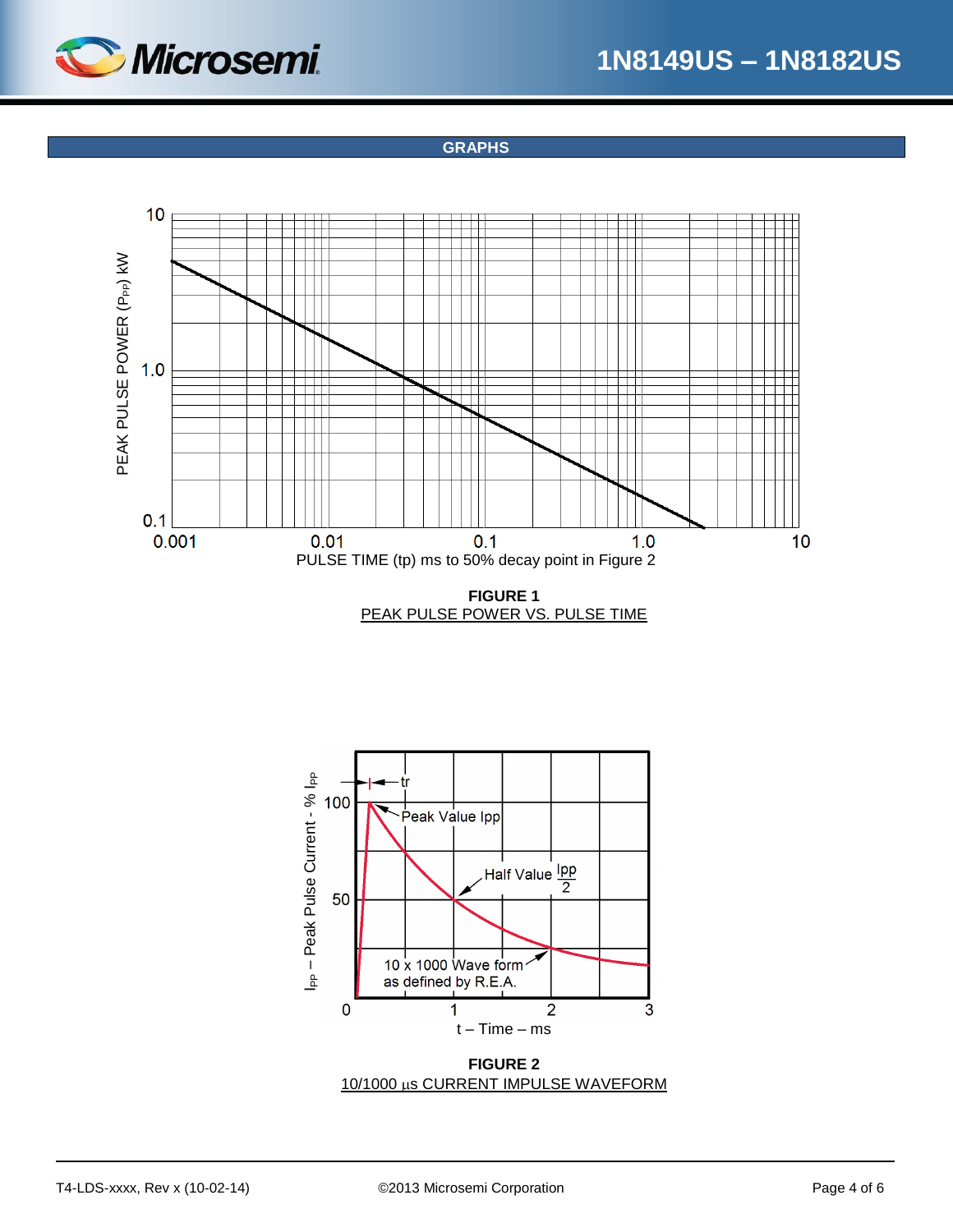## GRAPHS

PEAK PULSE POWER ($P_{PP}$) kW

PULSE TIME (tp) ms to 50% decay point in Figure 2

**FIGURE 1**
PEAK PULSE POWER VS. PULSE TIME

$I_{PP}$ – Peak Pulse Current - % $I_{PP}$

t – Time – ms

**FIGURE 2**
10/1000 µs CURRENT IMPULSE WAVEFORM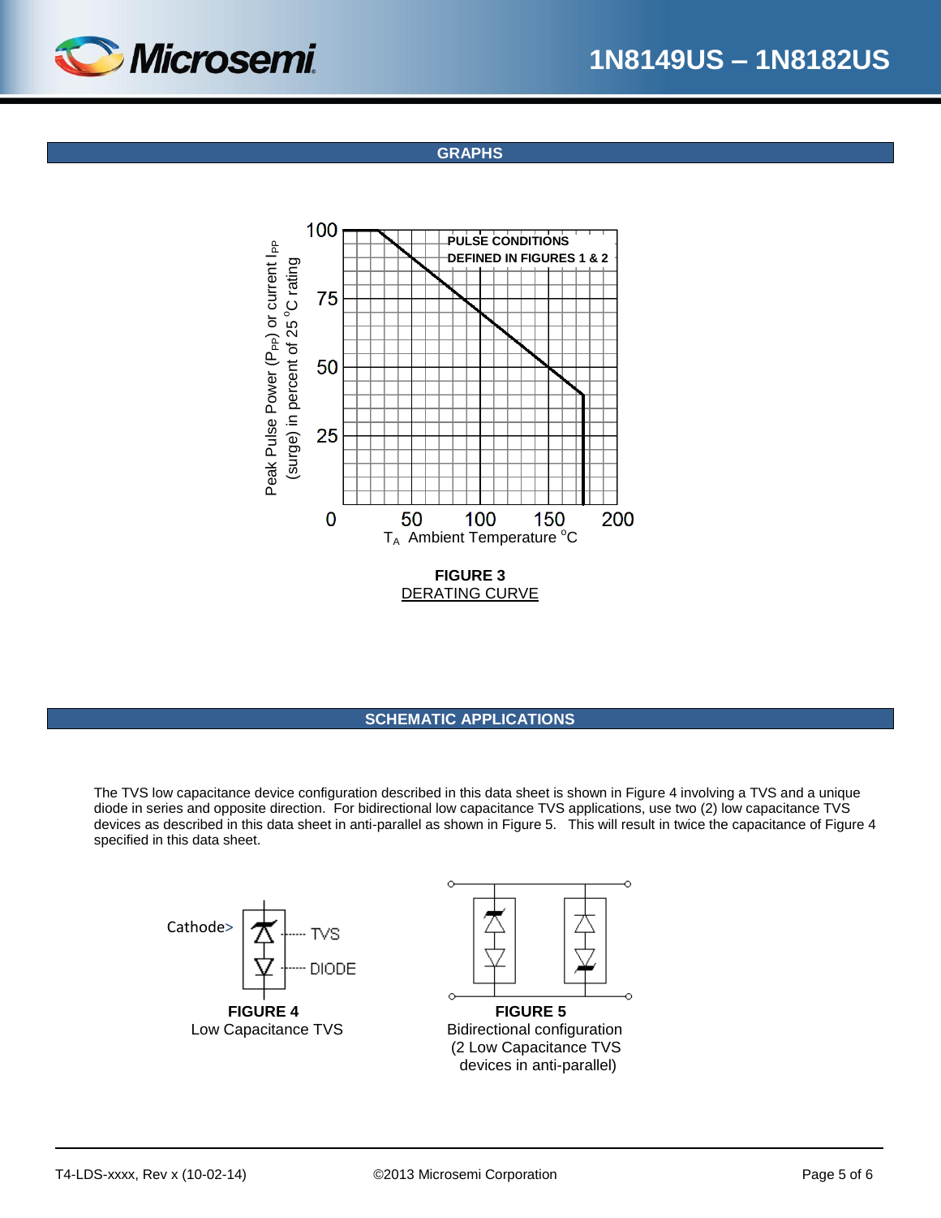## GRAPHS

FIGURE 3
DERATING CURVE

## SCHEMATIC APPLICATIONS

The TVS low capacitance device configuration described in this data sheet is shown in Figure 4 involving a TVS and a unique diode in series and opposite direction. For bidirectional low capacitance TVS applications, use two (2) low capacitance TVS devices as described in this data sheet in anti-parallel as shown in Figure 5. This will result in twice the capacitance of Figure 4 specified in this data sheet.

**FIGURE 4**
Low Capacitance TVS

**FIGURE 5**
Bidirectional configuration
(2 Low Capacitance TVS devices in anti-parallel)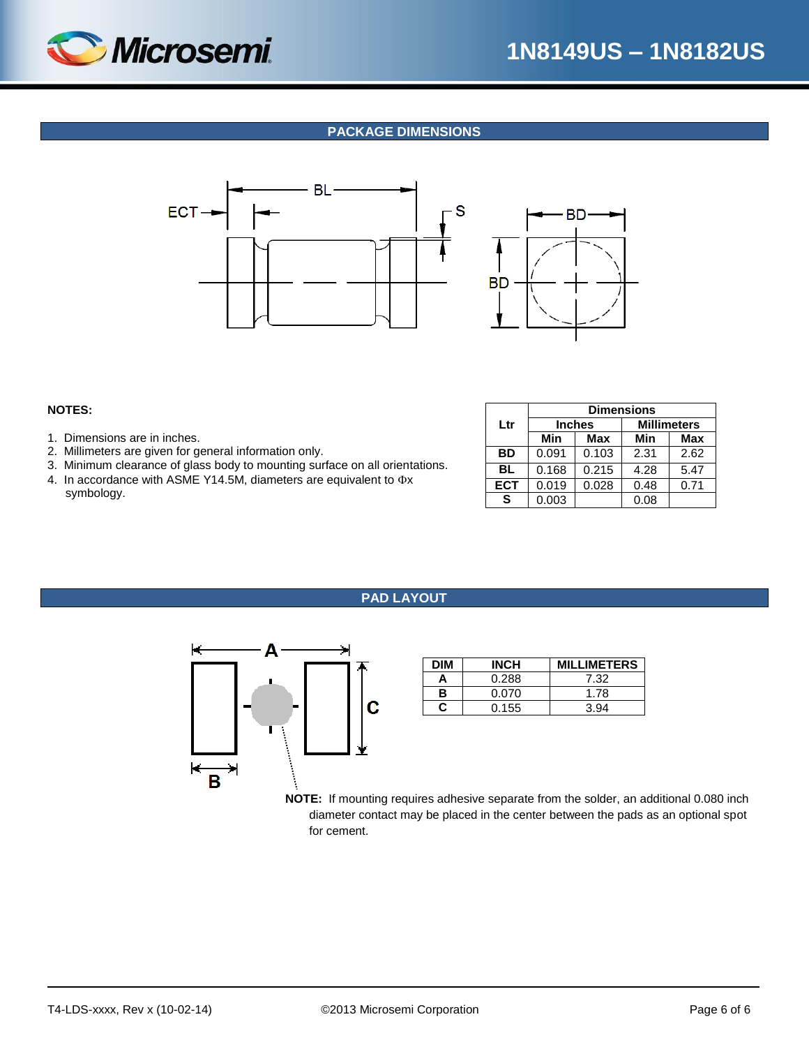## PACKAGE DIMENSIONS

**NOTES:**

1. Dimensions are in inches.
2. Millimeters are given for general information only.
3. Minimum clearance of glass body to mounting surface on all orientations.
4. In accordance with ASME Y14.5M, diameters are equivalent to Φx symbology.

| Ltr | Dimensions | | | |
|---|---|---|---|---|
| | Inches | | Millimeters | |
| | Min | Max | Min | Max |
| **BD** | 0.091 | 0.103 | 2.31 | 2.62 |
| **BL** | 0.168 | 0.215 | 4.28 | 5.47 |
| **ECT** | 0.019 | 0.028 | 0.48 | 0.71 |
| **S** | 0.003 | | 0.08 | |

## PAD LAYOUT

| DIM | INCH | MILLIMETERS |
|---|---|---|
| A | 0.288 | 7.32 |
| B | 0.070 | 1.78 |
| C | 0.155 | 3.94 |

**NOTE:** If mounting requires adhesive separate from the solder, an additional 0.080 inch diameter contact may be placed in the center between the pads as an optional spot for cement.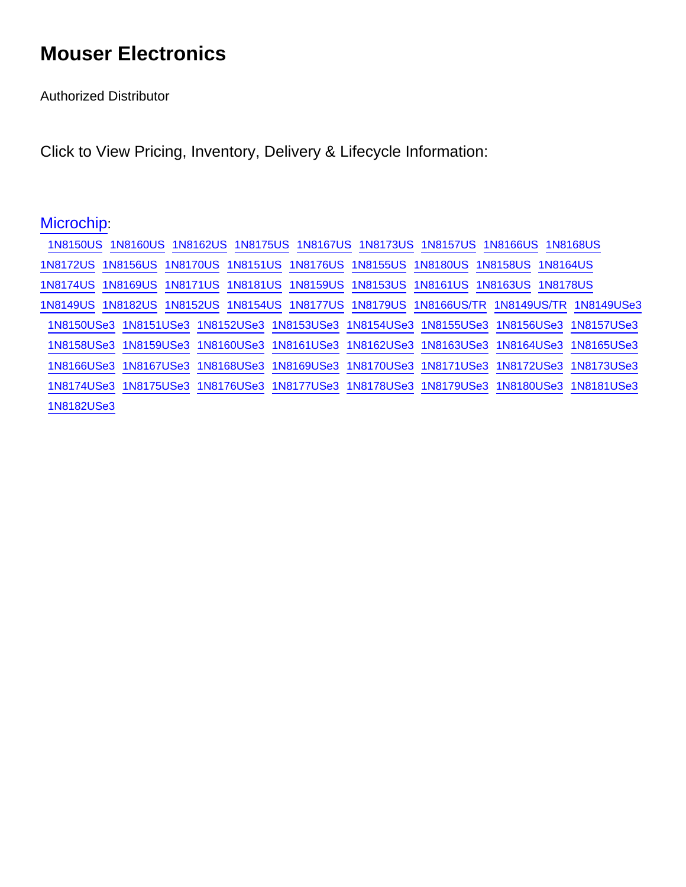# Mouser Electronics

Authorized Distributor

Click to View Pricing, Inventory, Delivery & Lifecycle Information:

Microchip:

1N8150US 1N8160US 1N8162US 1N8175US 1N8167US 1N8173US 1N8157US 1N8166US 1N8168US 1N8172US 1N8156US 1N8170US 1N8151US 1N8176US 1N8155US 1N8180US 1N8158US 1N8164US 1N8174US 1N8169US 1N8171US 1N8181US 1N8159US 1N8153US 1N8161US 1N8163US 1N8178US 1N8149US 1N8182US 1N8152US 1N8154US 1N8177US 1N8179US 1N8166US/TR 1N8149US/TR 1N8149USe3 1N8150USe3 1N8151USe3 1N8152USe3 1N8153USe3 1N8154USe3 1N8155USe3 1N8156USe3 1N8157USe3 1N8158USe3 1N8159USe3 1N8160USe3 1N8161USe3 1N8162USe3 1N8163USe3 1N8164USe3 1N8165USe3 1N8166USe3 1N8167USe3 1N8168USe3 1N8169USe3 1N8170USe3 1N8171USe3 1N8172USe3 1N8173USe3 1N8174USe3 1N8175USe3 1N8176USe3 1N8177USe3 1N8178USe3 1N8179USe3 1N8180USe3 1N8181USe3 1N8182USe3